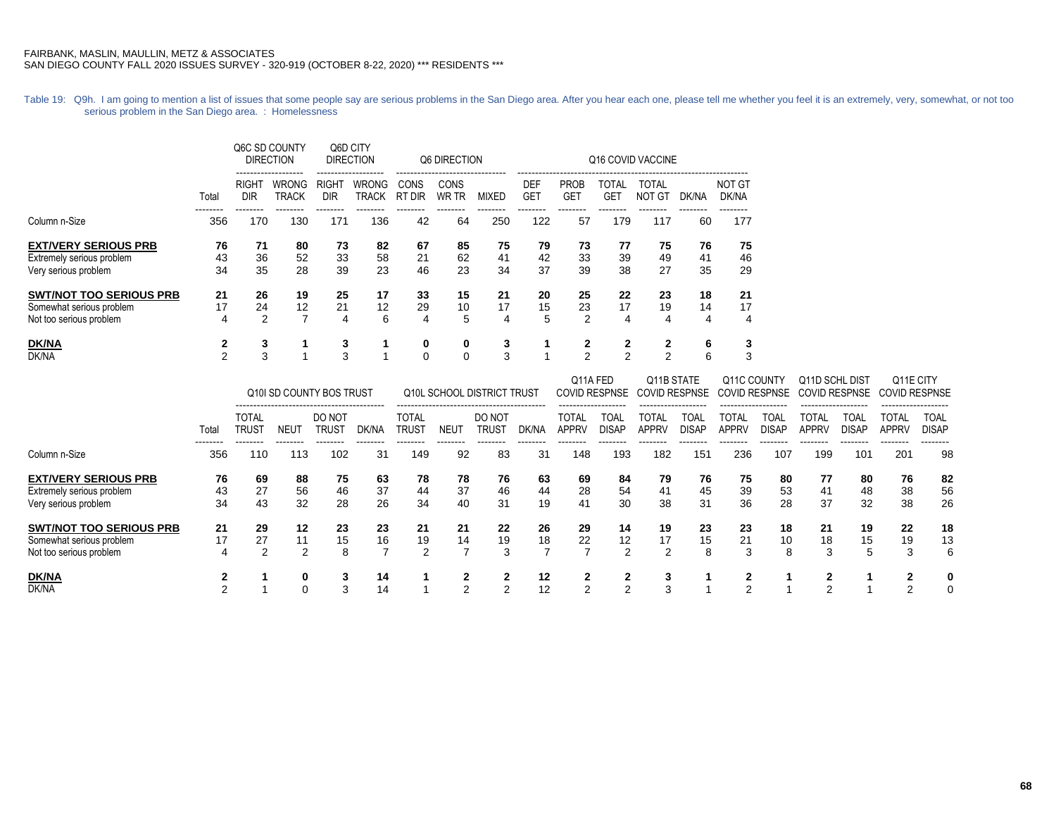FAIRBANK, MASLIN, MAULLIN, METZ & ASSOCIATES
SAN DIEGO COUNTY FALL 2020 ISSUES SURVEY - 320-919 (OCTOBER 8-22, 2020) *** RESIDENTS ***

Table 19: Q9h. I am going to mention a list of issues that some people say are serious problems in the San Diego area. After you hear each one, please tell me whether you feel it is an extremely, very, somewhat, or not too serious problem in the San Diego area. : Homelessness

| | Total | Q6C SD COUNTY DIRECTION | | Q6D CITY DIRECTION | | Q6 DIRECTION | | | Q16 COVID VACCINE | | | | | |
|---|---|---|---|---|---|---|---|---|---|---|---|---|---|---|
| | | RIGHT DIR | WRONG TRACK | RIGHT DIR | WRONG TRACK | CONS RT DIR | CONS WR TR | MIXED | DEF GET | PROB GET | TOTAL GET | TOTAL NOT GT | DK/NA | NOT GT DK/NA |
| Column n-Size | 356 | 170 | 130 | 171 | 136 | 42 | 64 | 250 | 122 | 57 | 179 | 117 | 60 | 177 |
| **EXT/VERY SERIOUS PRB** | **76** | **71** | **80** | **73** | **82** | **67** | **85** | **75** | **79** | **73** | **77** | **75** | **76** | **75** |
| Extremely serious problem | 43 | 36 | 52 | 33 | 58 | 21 | 62 | 41 | 42 | 33 | 39 | 49 | 41 | 46 |
| Very serious problem | 34 | 35 | 28 | 39 | 23 | 46 | 23 | 34 | 37 | 39 | 38 | 27 | 35 | 29 |
| **SWT/NOT TOO SERIOUS PRB** | **21** | **26** | **19** | **25** | **17** | **33** | **15** | **21** | **20** | **25** | **22** | **23** | **18** | **21** |
| Somewhat serious problem | 17 | 24 | 12 | 21 | 12 | 29 | 10 | 17 | 15 | 23 | 17 | 19 | 14 | 17 |
| Not too serious problem | 4 | 2 | 7 | 4 | 6 | 4 | 5 | 4 | 5 | 2 | 4 | 4 | 4 | 4 |
| **DK/NA** | **2** | **3** | **1** | **3** | **1** | **0** | **0** | **3** | **1** | **2** | **2** | **2** | **6** | **3** |
| DK/NA | 2 | 3 | 1 | 3 | 1 | 0 | 0 | 3 | 1 | 2 | 2 | 2 | 6 | 3 |

| | Total | Q10I SD COUNTY BOS TRUST | | | | Q10L SCHOOL DISTRICT TRUST | | | | Q11A FED COVID RESPNSE | | Q11B STATE COVID RESPNSE | | Q11C COUNTY COVID RESPNSE | | Q11D SCHL DIST COVID RESPNSE | | Q11E CITY COVID RESPNSE | |
|---|---|---|---|---|---|---|---|---|---|---|---|---|---|---|---|---|---|---|---|
| | | TOTAL TRUST | NEUT | DO NOT TRUST | DK/NA | TOTAL TRUST | NEUT | DO NOT TRUST | DK/NA | TOTAL APPRV | TOAL DISAP | TOTAL APPRV | TOAL DISAP | TOTAL APPRV | TOAL DISAP | TOTAL APPRV | TOAL DISAP | TOTAL APPRV | TOAL DISAP |
| Column n-Size | 356 | 110 | 113 | 102 | 31 | 149 | 92 | 83 | 31 | 148 | 193 | 182 | 151 | 236 | 107 | 199 | 101 | 201 | 98 |
| **EXT/VERY SERIOUS PRB** | **76** | **69** | **88** | **75** | **63** | **78** | **78** | **76** | **63** | **69** | **84** | **79** | **76** | **75** | **80** | **77** | **80** | **76** | **82** |
| Extremely serious problem | 43 | 27 | 56 | 46 | 37 | 44 | 37 | 46 | 44 | 28 | 54 | 41 | 45 | 39 | 53 | 41 | 48 | 38 | 56 |
| Very serious problem | 34 | 43 | 32 | 28 | 26 | 34 | 40 | 31 | 19 | 41 | 30 | 38 | 31 | 36 | 28 | 37 | 32 | 38 | 26 |
| **SWT/NOT TOO SERIOUS PRB** | **21** | **29** | **12** | **23** | **23** | **21** | **21** | **22** | **26** | **29** | **14** | **19** | **23** | **23** | **18** | **21** | **19** | **22** | **18** |
| Somewhat serious problem | 17 | 27 | 11 | 15 | 16 | 19 | 14 | 19 | 18 | 22 | 12 | 17 | 15 | 21 | 10 | 18 | 15 | 19 | 13 |
| Not too serious problem | 4 | 2 | 2 | 8 | 7 | 2 | 7 | 3 | 7 | 7 | 2 | 2 | 8 | 3 | 8 | 3 | 5 | 3 | 6 |
| **DK/NA** | **2** | **1** | **0** | **3** | **14** | **1** | **2** | **2** | **12** | **2** | **2** | **3** | **1** | **2** | **1** | **2** | **1** | **2** | **0** |
| DK/NA | 2 | 1 | 0 | 3 | 14 | 1 | 2 | 2 | 12 | 2 | 2 | 3 | 1 | 2 | 1 | 2 | 1 | 2 | 0 |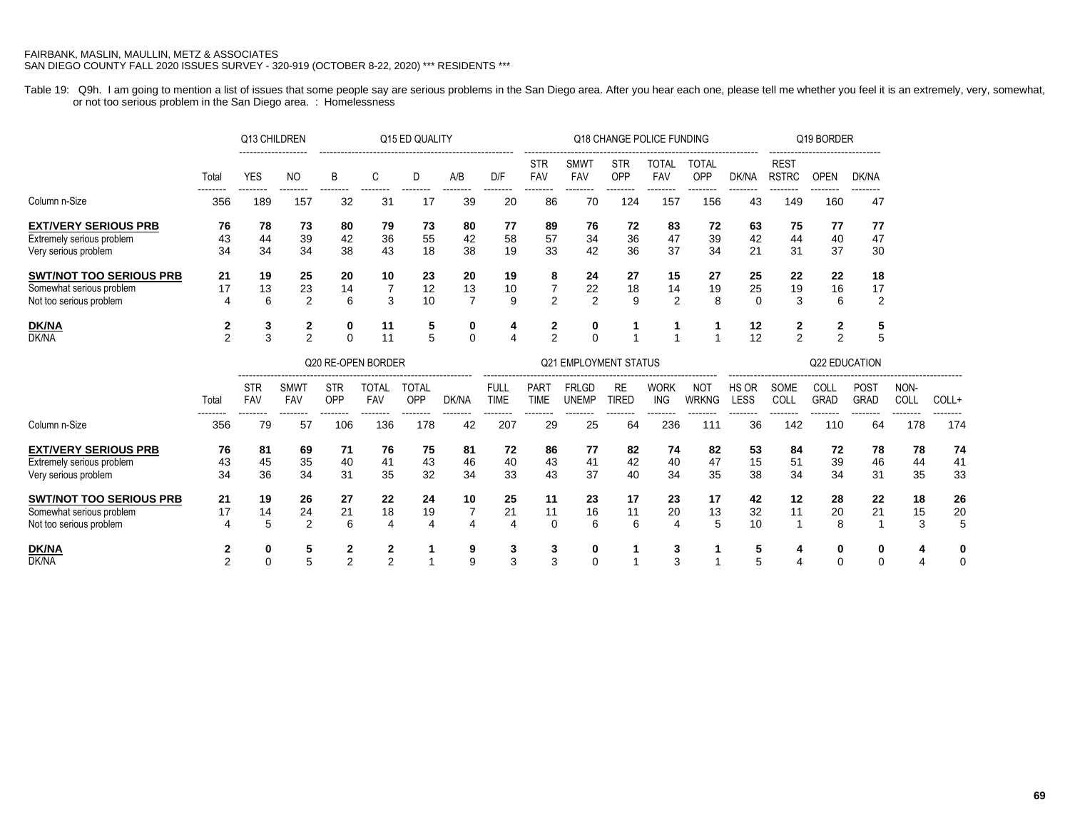FAIRBANK, MASLIN, MAULLIN, METZ & ASSOCIATES
SAN DIEGO COUNTY FALL 2020 ISSUES SURVEY - 320-919 (OCTOBER 8-22, 2020) *** RESIDENTS ***

Table 19: Q9h. I am going to mention a list of issues that some people say are serious problems in the San Diego area. After you hear each one, please tell me whether you feel it is an extremely, very, somewhat, or not too serious problem in the San Diego area. : Homelessness

| | | Q13 CHILDREN | | Q15 ED QUALITY | | | | | Q18 CHANGE POLICE FUNDING | | | | | | Q19 BORDER | | |
|---|---|---|---|---|---|---|---|---|---|---|---|---|---|---|---|---|---|
| | Total | YES | NO | B | C | D | A/B | D/F | STR FAV | SMWT FAV | STR OPP | TOTAL FAV | TOTAL OPP | DK/NA | REST RSTRC | OPEN | DK/NA |
| Column n-Size | 356 | 189 | 157 | 32 | 31 | 17 | 39 | 20 | 86 | 70 | 124 | 157 | 156 | 43 | 149 | 160 | 47 |
| **EXT/VERY SERIOUS PRB** | **76** | **78** | **73** | **80** | **79** | **73** | **80** | **77** | **89** | **76** | **72** | **83** | **72** | **63** | **75** | **77** | **77** |
| Extremely serious problem | 43 | 44 | 39 | 42 | 36 | 55 | 42 | 58 | 57 | 34 | 36 | 47 | 39 | 42 | 44 | 40 | 47 |
| Very serious problem | 34 | 34 | 34 | 38 | 43 | 18 | 38 | 19 | 33 | 42 | 36 | 37 | 34 | 21 | 31 | 37 | 30 |
| **SWT/NOT TOO SERIOUS PRB** | **21** | **19** | **25** | **20** | **10** | **23** | **20** | **19** | **8** | **24** | **27** | **15** | **27** | **25** | **22** | **22** | **18** |
| Somewhat serious problem | 17 | 13 | 23 | 14 | 7 | 12 | 13 | 10 | 7 | 22 | 18 | 14 | 19 | 25 | 19 | 16 | 17 |
| Not too serious problem | 4 | 6 | 2 | 6 | 3 | 10 | 7 | 9 | 2 | 2 | 9 | 2 | 8 | 0 | 3 | 6 | 2 |
| **DK/NA** | **2** | **3** | **2** | **0** | **11** | **5** | **0** | **4** | **2** | **0** | **1** | **1** | **1** | **12** | **2** | **2** | **5** |
| DK/NA | 2 | 3 | 2 | 0 | 11 | 5 | 0 | 4 | 2 | 0 | 1 | 1 | 1 | 12 | 2 | 2 | 5 |

| | | Q20 RE-OPEN BORDER | | | | | | Q21 EMPLOYMENT STATUS | | | | | | Q22 EDUCATION | | | | | |
|---|---|---|---|---|---|---|---|---|---|---|---|---|---|---|---|---|---|---|---|
| | Total | STR FAV | SMWT FAV | STR OPP | TOTAL FAV | TOTAL OPP | DK/NA | FULL TIME | PART TIME | FRLGD UNEMP | RE TIRED | WORK ING | NOT WRKNG | HS OR LESS | SOME COLL | COLL GRAD | POST GRAD | NON-COLL | COLL+ |
| Column n-Size | 356 | 79 | 57 | 106 | 136 | 178 | 42 | 207 | 29 | 25 | 64 | 236 | 111 | 36 | 142 | 110 | 64 | 178 | 174 |
| **EXT/VERY SERIOUS PRB** | **76** | **81** | **69** | **71** | **76** | **75** | **81** | **72** | **86** | **77** | **82** | **74** | **82** | **53** | **84** | **72** | **78** | **78** | **74** |
| Extremely serious problem | 43 | 45 | 35 | 40 | 41 | 43 | 46 | 40 | 43 | 41 | 42 | 40 | 47 | 15 | 51 | 39 | 46 | 44 | 41 |
| Very serious problem | 34 | 36 | 34 | 31 | 35 | 32 | 34 | 33 | 43 | 37 | 40 | 34 | 35 | 38 | 34 | 34 | 31 | 35 | 33 |
| **SWT/NOT TOO SERIOUS PRB** | **21** | **19** | **26** | **27** | **22** | **24** | **10** | **25** | **11** | **23** | **17** | **23** | **17** | **42** | **12** | **28** | **22** | **18** | **26** |
| Somewhat serious problem | 17 | 14 | 24 | 21 | 18 | 19 | 7 | 21 | 11 | 16 | 11 | 20 | 13 | 32 | 11 | 20 | 21 | 15 | 20 |
| Not too serious problem | 4 | 5 | 2 | 6 | 4 | 4 | 4 | 4 | 0 | 6 | 6 | 4 | 5 | 10 | 1 | 8 | 1 | 3 | 5 |
| **DK/NA** | **2** | **0** | **5** | **2** | **2** | **1** | **9** | **3** | **3** | **0** | **1** | **3** | **1** | **5** | **4** | **0** | **0** | **4** | **0** |
| DK/NA | 2 | 0 | 5 | 2 | 2 | 1 | 9 | 3 | 3 | 0 | 1 | 3 | 1 | 5 | 4 | 0 | 0 | 4 | 0 |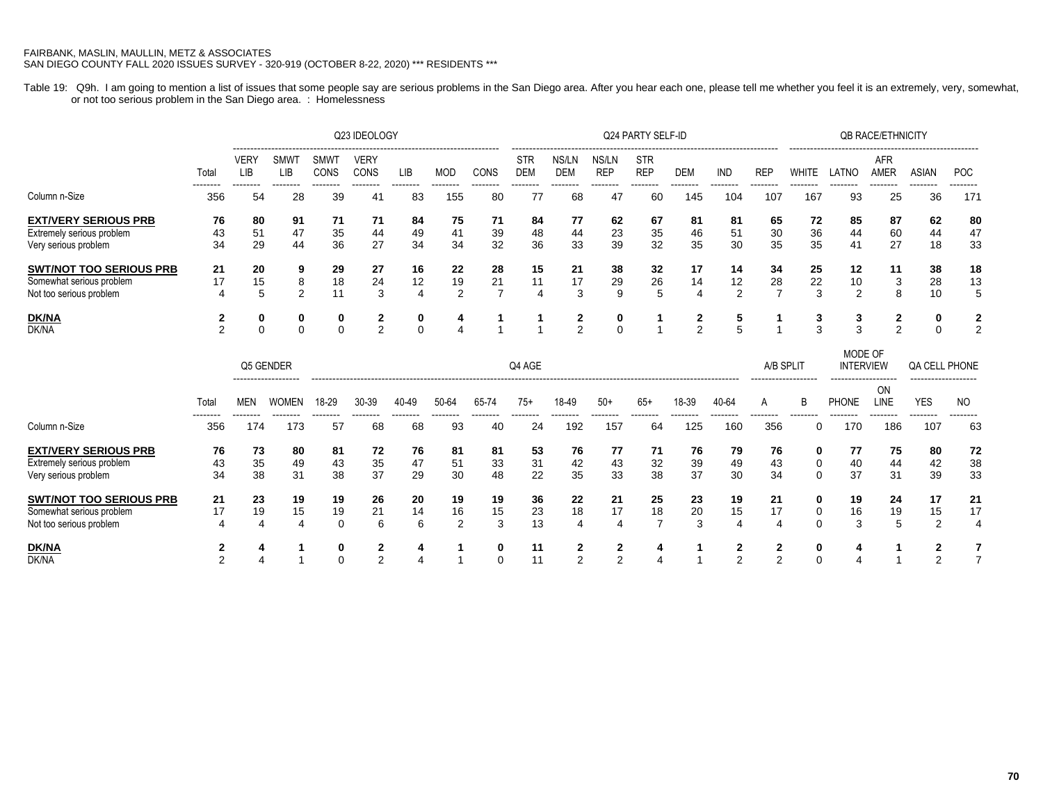FAIRBANK, MASLIN, MAULLIN, METZ & ASSOCIATES
SAN DIEGO COUNTY FALL 2020 ISSUES SURVEY - 320-919 (OCTOBER 8-22, 2020) *** RESIDENTS ***

Table 19: Q9h. I am going to mention a list of issues that some people say are serious problems in the San Diego area. After you hear each one, please tell me whether you feel it is an extremely, very, somewhat, or not too serious problem in the San Diego area. : Homelessness

| | | Q23 IDEOLOGY | | | | | | | Q24 PARTY SELF-ID | | | | | | | QB RACE/ETHNICITY | | | | |
|---|---|---|---|---|---|---|---|---|---|---|---|---|---|---|---|---|---|---|---|---|
| | Total | VERY LIB | SMWT LIB | SMWT CONS | VERY CONS | LIB | MOD | CONS | STR DEM | NS/LN DEM | NS/LN REP | STR REP | DEM | IND | REP | WHITE | LATNO | AFR AMER | ASIAN | POC |
| Column n-Size | 356 | 54 | 28 | 39 | 41 | 83 | 155 | 80 | 77 | 68 | 47 | 60 | 145 | 104 | 107 | 167 | 93 | 25 | 36 | 171 |
| **EXT/VERY SERIOUS PRB** | **76** | **80** | **91** | **71** | **71** | **84** | **75** | **71** | **84** | **77** | **62** | **67** | **81** | **81** | **65** | **72** | **85** | **87** | **62** | **80** |
| Extremely serious problem | 43 | 51 | 47 | 35 | 44 | 49 | 41 | 39 | 48 | 44 | 23 | 35 | 46 | 51 | 30 | 36 | 44 | 60 | 44 | 47 |
| Very serious problem | 34 | 29 | 44 | 36 | 27 | 34 | 34 | 32 | 36 | 33 | 39 | 32 | 35 | 30 | 35 | 35 | 41 | 27 | 18 | 33 |
| **SWT/NOT TOO SERIOUS PRB** | **21** | **20** | **9** | **29** | **27** | **16** | **22** | **28** | **15** | **21** | **38** | **32** | **17** | **14** | **34** | **25** | **12** | **11** | **38** | **18** |
| Somewhat serious problem | 17 | 15 | 8 | 18 | 24 | 12 | 19 | 21 | 11 | 17 | 29 | 26 | 14 | 12 | 28 | 22 | 10 | 3 | 28 | 13 |
| Not too serious problem | 4 | 5 | 2 | 11 | 3 | 4 | 2 | 7 | 4 | 3 | 9 | 5 | 4 | 2 | 7 | 3 | 2 | 8 | 10 | 5 |
| **DK/NA** | **2** | **0** | **0** | **0** | **2** | **0** | **4** | **1** | **1** | **2** | **0** | **1** | **2** | **5** | **1** | **3** | **3** | **2** | **0** | **2** |
| DK/NA | 2 | 0 | 0 | 0 | 2 | 0 | 4 | 1 | 1 | 2 | 0 | 1 | 2 | 5 | 1 | 3 | 3 | 2 | 0 | 2 |

| | | Q5 GENDER | | Q4 AGE | | | | | | | | | | | A/B SPLIT | | MODE OF INTERVIEW | | QA CELL PHONE | |
|---|---|---|---|---|---|---|---|---|---|---|---|---|---|---|---|---|---|---|---|---|
| | Total | MEN | WOMEN | 18-29 | 30-39 | 40-49 | 50-64 | 65-74 | 75+ | 18-49 | 50+ | 65+ | 18-39 | 40-64 | A | B | PHONE | ON LINE | YES | NO |
| Column n-Size | 356 | 174 | 173 | 57 | 68 | 68 | 93 | 40 | 24 | 192 | 157 | 64 | 125 | 160 | 356 | 0 | 170 | 186 | 107 | 63 |
| **EXT/VERY SERIOUS PRB** | **76** | **73** | **80** | **81** | **72** | **76** | **81** | **81** | **53** | **76** | **77** | **71** | **76** | **79** | **76** | **0** | **77** | **75** | **80** | **72** |
| Extremely serious problem | 43 | 35 | 49 | 43 | 35 | 47 | 51 | 33 | 31 | 42 | 43 | 32 | 39 | 49 | 43 | 0 | 40 | 44 | 42 | 38 |
| Very serious problem | 34 | 38 | 31 | 38 | 37 | 29 | 30 | 48 | 22 | 35 | 33 | 38 | 37 | 30 | 34 | 0 | 37 | 31 | 39 | 33 |
| **SWT/NOT TOO SERIOUS PRB** | **21** | **23** | **19** | **19** | **26** | **20** | **19** | **19** | **36** | **22** | **21** | **25** | **23** | **19** | **21** | **0** | **19** | **24** | **17** | **21** |
| Somewhat serious problem | 17 | 19 | 15 | 19 | 21 | 14 | 16 | 15 | 23 | 18 | 17 | 18 | 20 | 15 | 17 | 0 | 16 | 19 | 15 | 17 |
| Not too serious problem | 4 | 4 | 4 | 0 | 6 | 6 | 2 | 3 | 13 | 4 | 4 | 7 | 3 | 4 | 4 | 0 | 3 | 5 | 2 | 4 |
| **DK/NA** | **2** | **4** | **1** | **0** | **2** | **4** | **1** | **0** | **11** | **2** | **2** | **4** | **1** | **2** | **2** | **0** | **4** | **1** | **2** | **7** |
| DK/NA | 2 | 4 | 1 | 0 | 2 | 4 | 1 | 0 | 11 | 2 | 2 | 4 | 1 | 2 | 2 | 0 | 4 | 1 | 2 | 7 |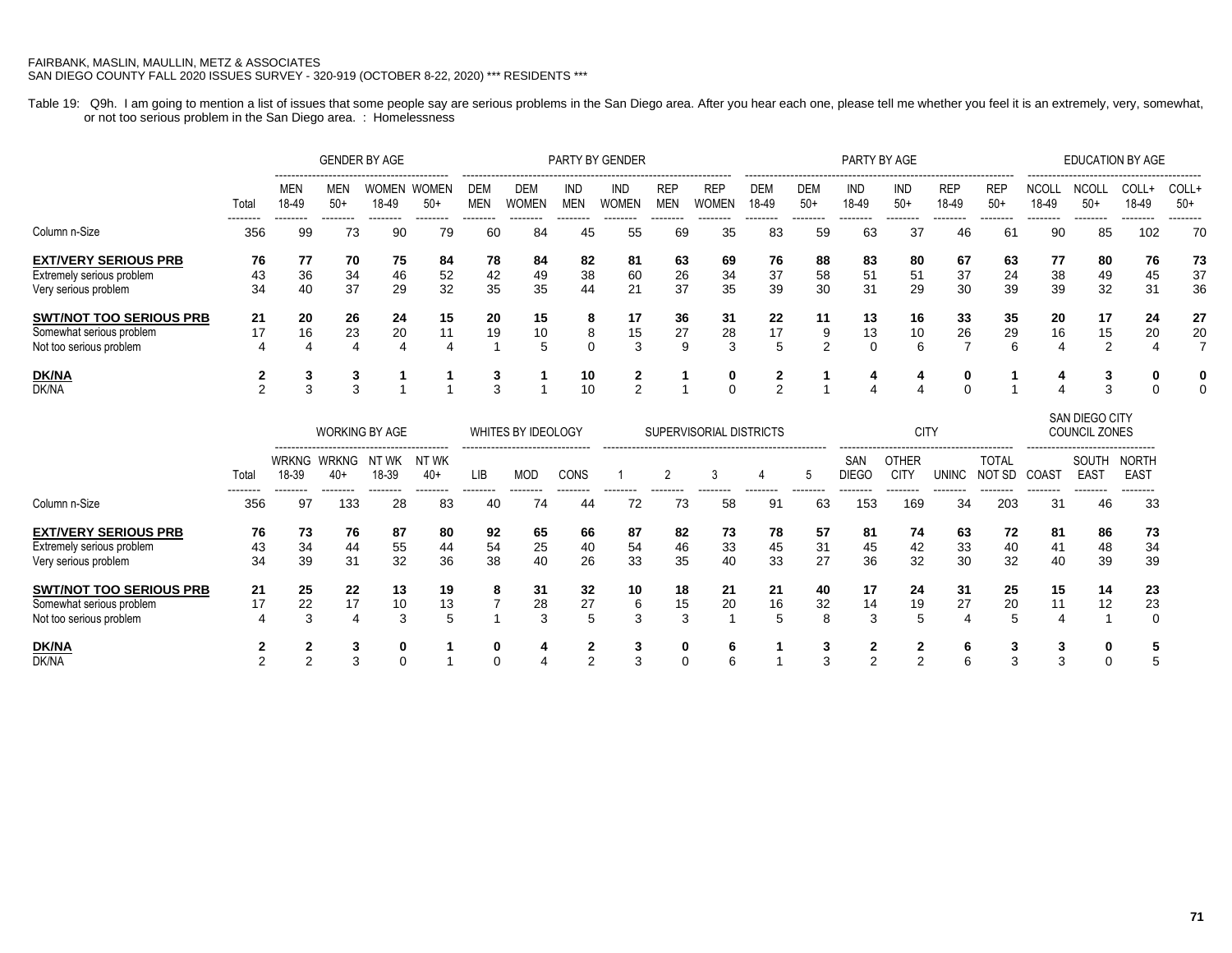FAIRBANK, MASLIN, MAULLIN, METZ & ASSOCIATES
SAN DIEGO COUNTY FALL 2020 ISSUES SURVEY - 320-919 (OCTOBER 8-22, 2020) *** RESIDENTS ***

Table 19: Q9h. I am going to mention a list of issues that some people say are serious problems in the San Diego area. After you hear each one, please tell me whether you feel it is an extremely, very, somewhat, or not too serious problem in the San Diego area. : Homelessness

| | | GENDER BY AGE | | | | PARTY BY GENDER | | | | | | PARTY BY AGE | | | | | | EDUCATION BY AGE | | | |
|---|---|---|---|---|---|---|---|---|---|---|---|---|---|---|---|---|---|---|---|---|---|
| | Total | MEN 18-49 | MEN 50+ | WOMEN 18-49 | WOMEN 50+ | DEM MEN | DEM WOMEN | IND MEN | IND WOMEN | REP MEN | REP WOMEN | DEM 18-49 | DEM 50+ | IND 18-49 | IND 50+ | REP 18-49 | REP 50+ | NCOLL 18-49 | NCOLL 50+ | COLL+ 18-49 | COLL+ 50+ |
| Column n-Size | 356 | 99 | 73 | 90 | 79 | 60 | 84 | 45 | 55 | 69 | 35 | 83 | 59 | 63 | 37 | 46 | 61 | 90 | 85 | 102 | 70 |
| **EXT/VERY SERIOUS PRB** | **76** | **77** | **70** | **75** | **84** | **78** | **84** | **82** | **81** | **63** | **69** | **76** | **88** | **83** | **80** | **67** | **63** | **77** | **80** | **76** | **73** |
| Extremely serious problem | 43 | 36 | 34 | 46 | 52 | 42 | 49 | 38 | 60 | 26 | 34 | 37 | 58 | 51 | 51 | 37 | 24 | 38 | 49 | 45 | 37 |
| Very serious problem | 34 | 40 | 37 | 29 | 32 | 35 | 35 | 44 | 21 | 37 | 35 | 39 | 30 | 31 | 29 | 30 | 39 | 39 | 32 | 31 | 36 |
| **SWT/NOT TOO SERIOUS PRB** | **21** | **20** | **26** | **24** | **15** | **20** | **15** | **8** | **17** | **36** | **31** | **22** | **11** | **13** | **16** | **33** | **35** | **20** | **17** | **24** | **27** |
| Somewhat serious problem | 17 | 16 | 23 | 20 | 11 | 19 | 10 | 8 | 15 | 27 | 28 | 17 | 9 | 13 | 10 | 26 | 29 | 16 | 15 | 20 | 20 |
| Not too serious problem | 4 | 4 | 4 | 4 | 4 | 1 | 5 | 0 | 3 | 9 | 3 | 5 | 2 | 0 | 6 | 7 | 6 | 4 | 2 | 4 | 7 |
| **DK/NA** | **2** | **3** | **3** | **1** | **1** | **3** | **1** | **10** | **2** | **1** | **0** | **2** | **1** | **4** | **4** | **0** | **1** | **4** | **3** | **0** | **0** |
| DK/NA | 2 | 3 | 3 | 1 | 1 | 3 | 1 | 10 | 2 | 1 | 0 | 2 | 1 | 4 | 4 | 0 | 1 | 4 | 3 | 0 | 0 |

| | | WORKING BY AGE | | | | WHITES BY IDEOLOGY | | | SUPERVISORIAL DISTRICTS | | | | | CITY | | | | SAN DIEGO CITY COUNCIL ZONES | | |
|---|---|---|---|---|---|---|---|---|---|---|---|---|---|---|---|---|---|---|---|---|
| | Total | WRKNG 18-39 | WRKNG 40+ | NT WK 18-39 | NT WK 40+ | LIB | MOD | CONS | 1 | 2 | 3 | 4 | 5 | SAN DIEGO | OTHER CITY | UNINC | TOTAL NOT SD | COAST | SOUTH EAST | NORTH EAST |
| Column n-Size | 356 | 97 | 133 | 28 | 83 | 40 | 74 | 44 | 72 | 73 | 58 | 91 | 63 | 153 | 169 | 34 | 203 | 31 | 46 | 33 |
| **EXT/VERY SERIOUS PRB** | **76** | **73** | **76** | **87** | **80** | **92** | **65** | **66** | **87** | **82** | **73** | **78** | **57** | **81** | **74** | **63** | **72** | **81** | **86** | **73** |
| Extremely serious problem | 43 | 34 | 44 | 55 | 44 | 54 | 25 | 40 | 54 | 46 | 33 | 45 | 31 | 45 | 42 | 33 | 40 | 41 | 48 | 34 |
| Very serious problem | 34 | 39 | 31 | 32 | 36 | 38 | 40 | 26 | 33 | 35 | 40 | 33 | 27 | 36 | 32 | 30 | 32 | 40 | 39 | 39 |
| **SWT/NOT TOO SERIOUS PRB** | **21** | **25** | **22** | **13** | **19** | **8** | **31** | **32** | **10** | **18** | **21** | **21** | **40** | **17** | **24** | **31** | **25** | **15** | **14** | **23** |
| Somewhat serious problem | 17 | 22 | 17 | 10 | 13 | 7 | 28 | 27 | 6 | 15 | 20 | 16 | 32 | 14 | 19 | 27 | 20 | 11 | 12 | 23 |
| Not too serious problem | 4 | 3 | 4 | 3 | 5 | 1 | 3 | 5 | 3 | 3 | 1 | 5 | 8 | 3 | 5 | 4 | 5 | 4 | 1 | 0 |
| **DK/NA** | **2** | **2** | **3** | **0** | **1** | **0** | **4** | **2** | **3** | **0** | **6** | **1** | **3** | **2** | **2** | **6** | **3** | **3** | **0** | **5** |
| DK/NA | 2 | 2 | 3 | 0 | 1 | 0 | 4 | 2 | 3 | 0 | 6 | 1 | 3 | 2 | 2 | 6 | 3 | 3 | 0 | 5 |